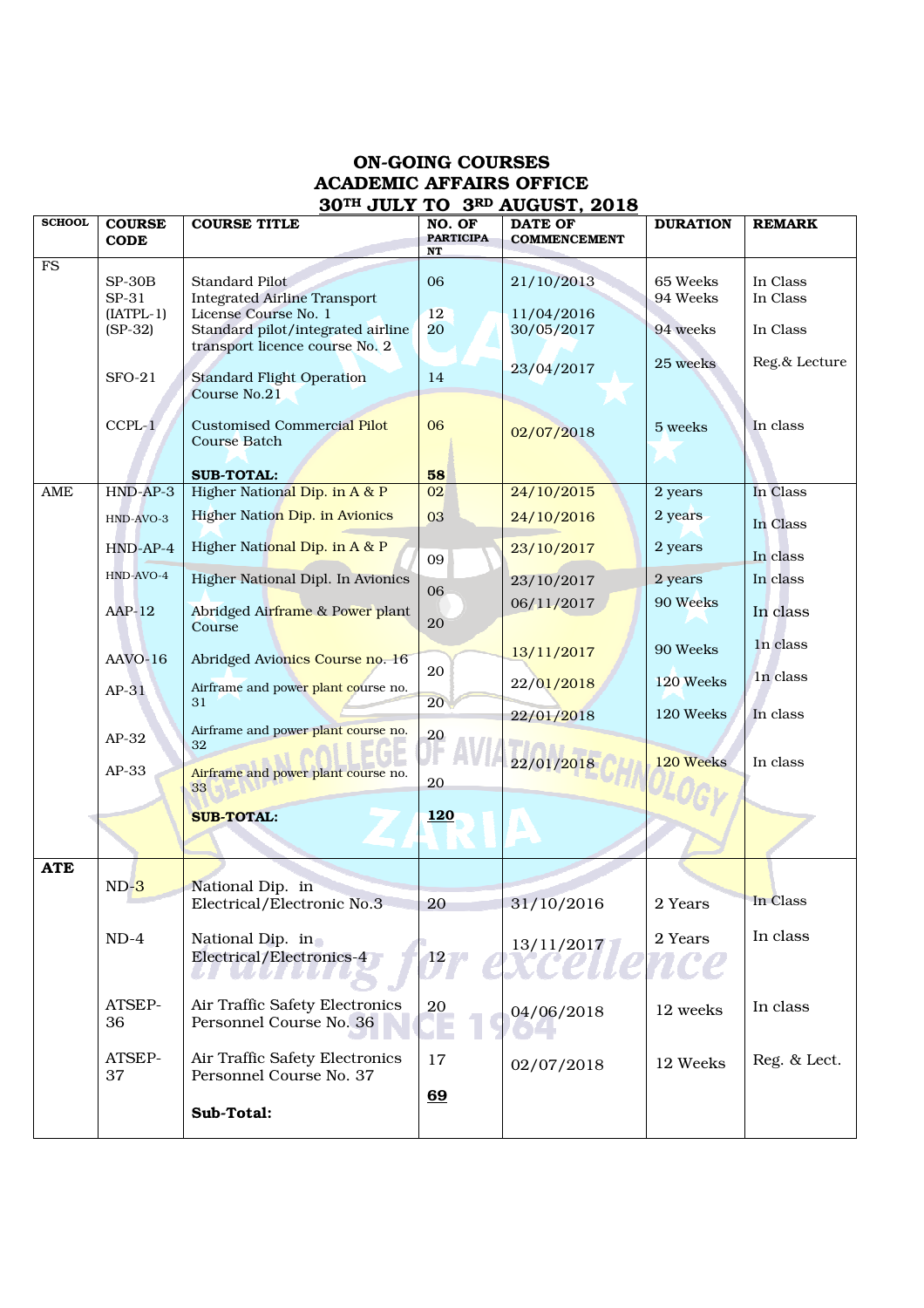# ON-GOING COURSES
## ACADEMIC AFFAIRS OFFICE
## 30TH JULY TO 3RD AUGUST, 2018

| SCHOOL | COURSE CODE | COURSE TITLE | NO. OF PARTICIPANT | DATE OF COMMENCEMENT | DURATION | REMARK |
|---|---|---|---|---|---|---|
| FS | SP-30B | Standard Pilot | 06 | 21/10/2013 | 65 Weeks | In Class |
| | SP-31 (IATPL-1) | Integrated Airline Transport License Course No. 1 | 12 | 11/04/2016 | 94 Weeks | In Class |
| | (SP-32) | Standard pilot/integrated airline transport licence course No. 2 | 20 | 30/05/2017 | 94 weeks | In Class |
| | SFO-21 | Standard Flight Operation Course No.21 | 14 | 23/04/2017 | 25 weeks | Reg.& Lecture |
| | CCPL-1 | Customised Commercial Pilot Course Batch | 06 | 02/07/2018 | 5 weeks | In class |
| | | **SUB-TOTAL:** | **58** | | | |
| AME | HND-AP-3 | Higher National Dip. in A & P | 02 | 24/10/2015 | 2 years | In Class |
| | HND-AVO-3 | Higher Nation Dip. in Avionics | 03 | 24/10/2016 | 2 years | In Class |
| | HND-AP-4 | Higher National Dip. in A & P | 09 | 23/10/2017 | 2 years | In class |
| | HND-AVO-4 | Higher National Dipl. In Avionics | 06 | 23/10/2017 | 2 years | In class |
| | AAP-12 | Abridged Airframe & Power plant Course | 20 | 06/11/2017 | 90 Weeks | In class |
| | AAVO-16 | Abridged Avionics Course no. 16 | 20 | 13/11/2017 | 90 Weeks | In class |
| | AP-31 | Airframe and power plant course no. 31 | 20 | 22/01/2018 | 120 Weeks | In class |
| | AP-32 | Airframe and power plant course no. 32 | 20 | 22/01/2018 | 120 Weeks | In class |
| | AP-33 | Airframe and power plant course no. 33 | 20 | 22/01/2018 | 120 Weeks | In class |
| | | **SUB-TOTAL:** | **120** | | | |
| **ATE** | ND-3 | National Dip. in Electrical/Electronic No.3 | 20 | 31/10/2016 | 2 Years | In Class |
| | ND-4 | National Dip. in Electrical/Electronics-4 | 12 | 13/11/2017 | 2 Years | In class |
| | ATSEP-36 | Air Traffic Safety Electronics Personnel Course No. 36 | 20 | 04/06/2018 | 12 weeks | In class |
| | ATSEP-37 | Air Traffic Safety Electronics Personnel Course No. 37 | 17 | 02/07/2018 | 12 Weeks | Reg. & Lect. |
| | | **Sub-Total:** | **69** | | | |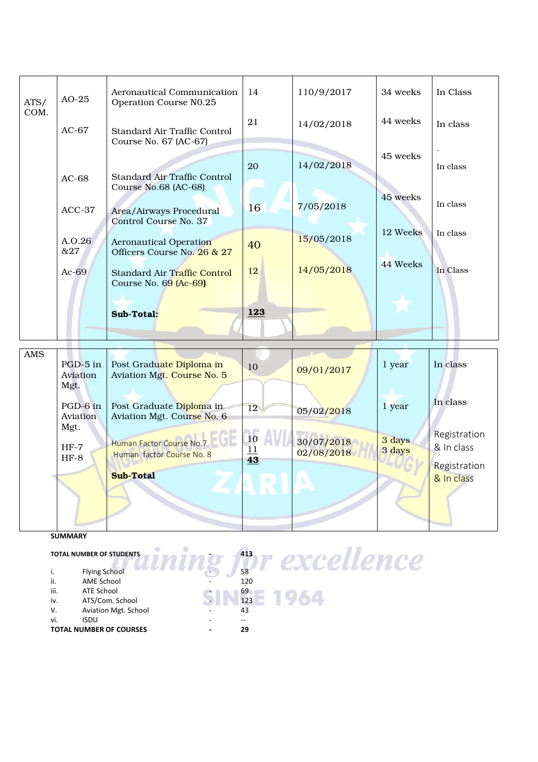| | | | | | | |
|---|---|---|---|---|---|---|
| ATS/ COM. | AO-25 | Aeronautical Communication Operation Course N0.25 | 14 | 110/9/2017 | 34 weeks | In Class |
| | AC-67 | Standard Air Traffic Control Course No. 67 (AC-67) | 21 | 14/02/2018 | 44 weeks | In class |
| | AC-68 | Standard Air Traffic Control Course No.68 (AC-68) | 20 | 14/02/2018 | 45 weeks | . In class |
| | ACC-37 | Area/Airways Procedural Control Course No. 37 | 16 | 7/05/2018 | 45 weeks | In class |
| | A.O.26 &27 | Aeronautical Operation Officers Course No. 26 & 27 | 40 | 15/05/2018 | 12 Weeks | In class |
| | Ac-69 | Standard Air Traffic Control Course No. 69 (Ac-69) | 12 | 14/05/2018 | 44 Weeks | In Class |
| | | **Sub-Total:** | **123** | | | |

| | | | | | | |
|---|---|---|---|---|---|---|
| AMS | PGD-5 in Aviation Mgt. | Post Graduate Diploma in Aviation Mgt. Course No. 5 | 10 | 09/01/2017 | 1 year | In class |
| | PGD-6 in Aviation Mgt. | Post Graduate Diploma in Aviation Mgt. Course No. 6 | 12 | 05/02/2018 | 1 year | In class |
| | HF-7 | Human Factor Course No.7 | 10 | 30/07/2018 | 3 days | Registration & In class |
| | HF-8 | Human factor Course No. 8 | 11 | 02/08/2018 | 3 days | Registration & In class |
| | | **Sub-Total** | **43** | | | |

**SUMMARY**

| | | | |
|---|---|---|---|
| **TOTAL NUMBER OF STUDENTS** | | - | **413** |
| i. | Flying School | - | 58 |
| ii. | AME School | - | 120 |
| iii. | ATE School | - | 69 |
| iv. | ATS/Com. School | - | 123 |
| V. | Aviation Mgt. School | - | 43 |
| vi. | ISDU | - | -- |
| **TOTAL NUMBER OF COURSES** | | - | **29** |